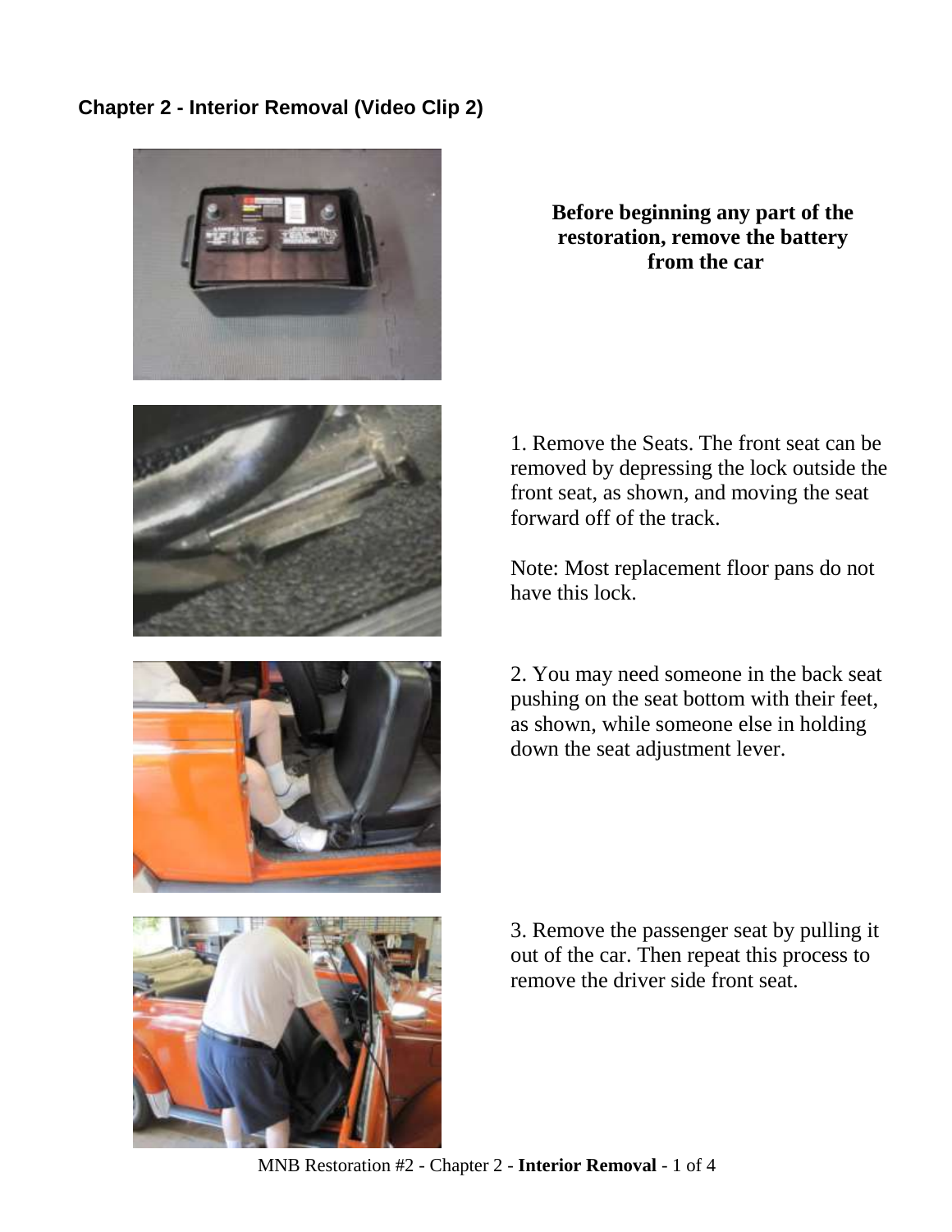## Chapter 2 - Interior Removal (Video Clip 2)

**Before beginning any part of the restoration, remove the battery from the car**

1. Remove the Seats. The front seat can be removed by depressing the lock outside the front seat, as shown, and moving the seat forward off of the track.

Note: Most replacement floor pans do not have this lock.

2. You may need someone in the back seat pushing on the seat bottom with their feet, as shown, while someone else in holding down the seat adjustment lever.

3. Remove the passenger seat by pulling it out of the car. Then repeat this process to remove the driver side front seat.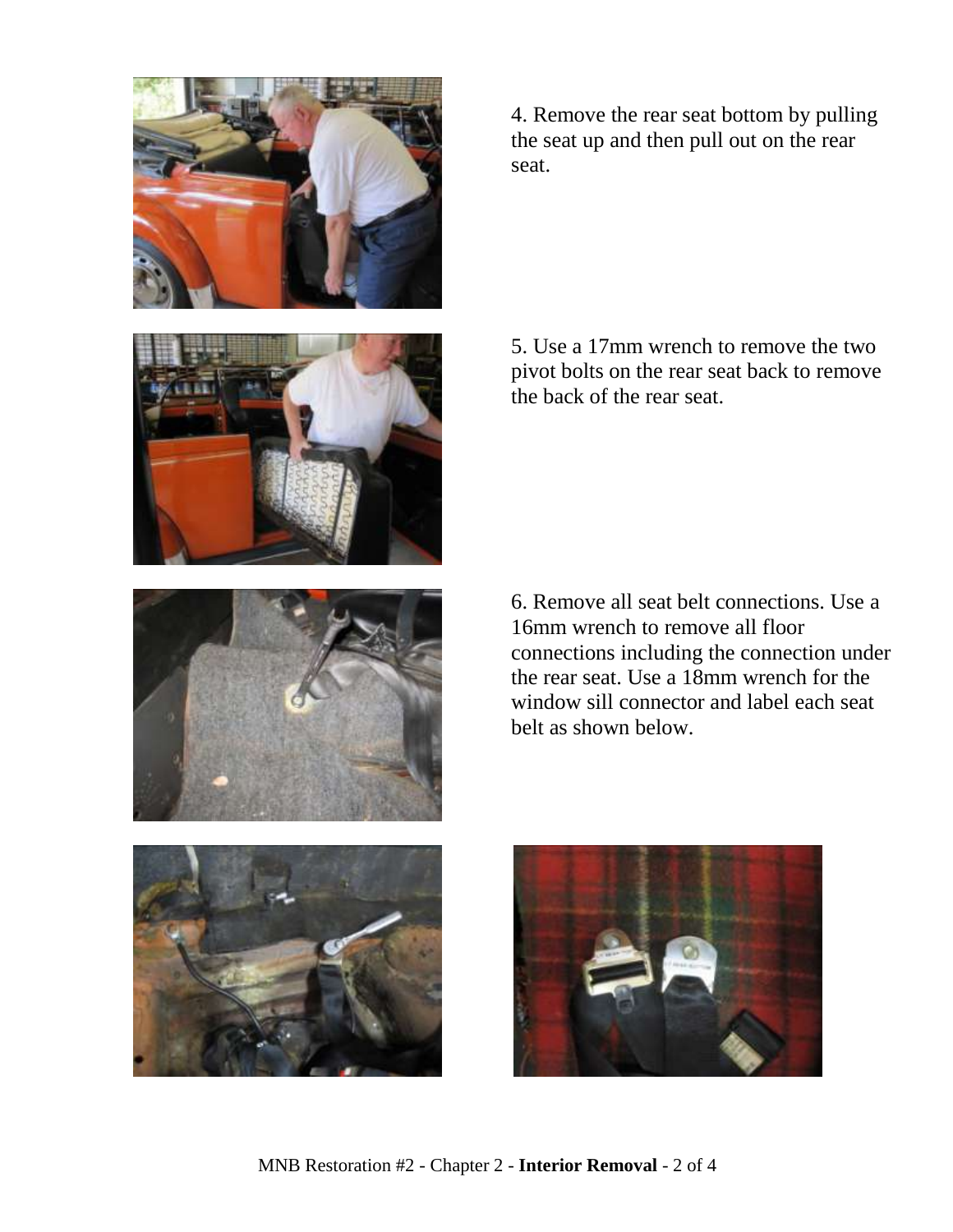4. Remove the rear seat bottom by pulling the seat up and then pull out on the rear seat.

5. Use a 17mm wrench to remove the two pivot bolts on the rear seat back to remove the back of the rear seat.

6. Remove all seat belt connections. Use a 16mm wrench to remove all floor connections including the connection under the rear seat. Use a 18mm wrench for the window sill connector and label each seat belt as shown below.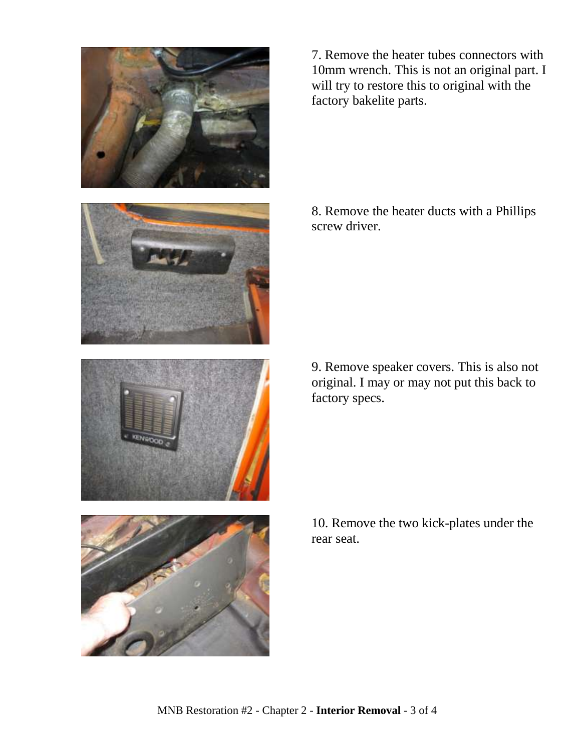7. Remove the heater tubes connectors with 10mm wrench. This is not an original part. I will try to restore this to original with the factory bakelite parts.

8. Remove the heater ducts with a Phillips screw driver.

9. Remove speaker covers. This is also not original. I may or may not put this back to factory specs.

10. Remove the two kick-plates under the rear seat.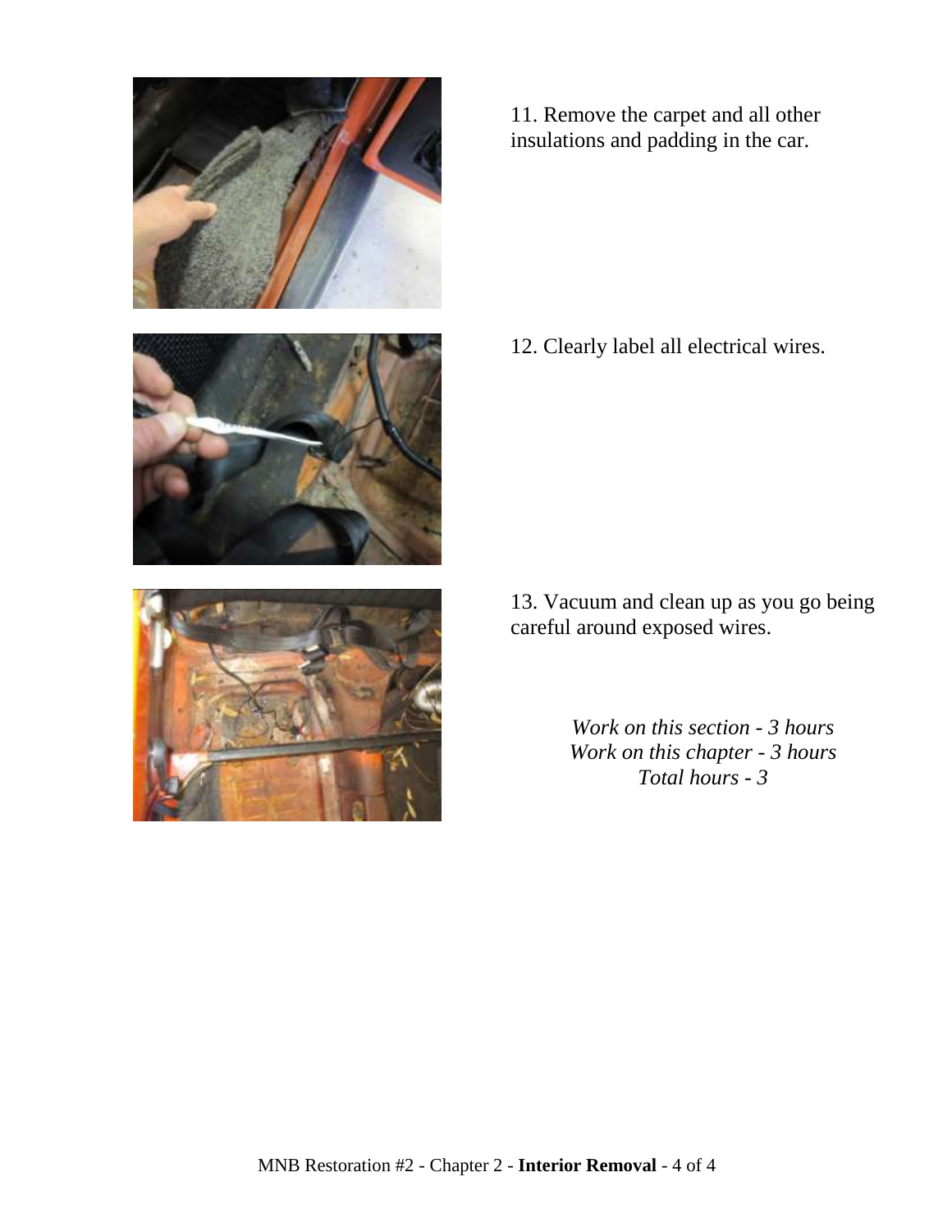11. Remove the carpet and all other insulations and padding in the car.

12. Clearly label all electrical wires.

13. Vacuum and clean up as you go being careful around exposed wires.

*Work on this section - 3 hours*
*Work on this chapter - 3 hours*
*Total hours - 3*